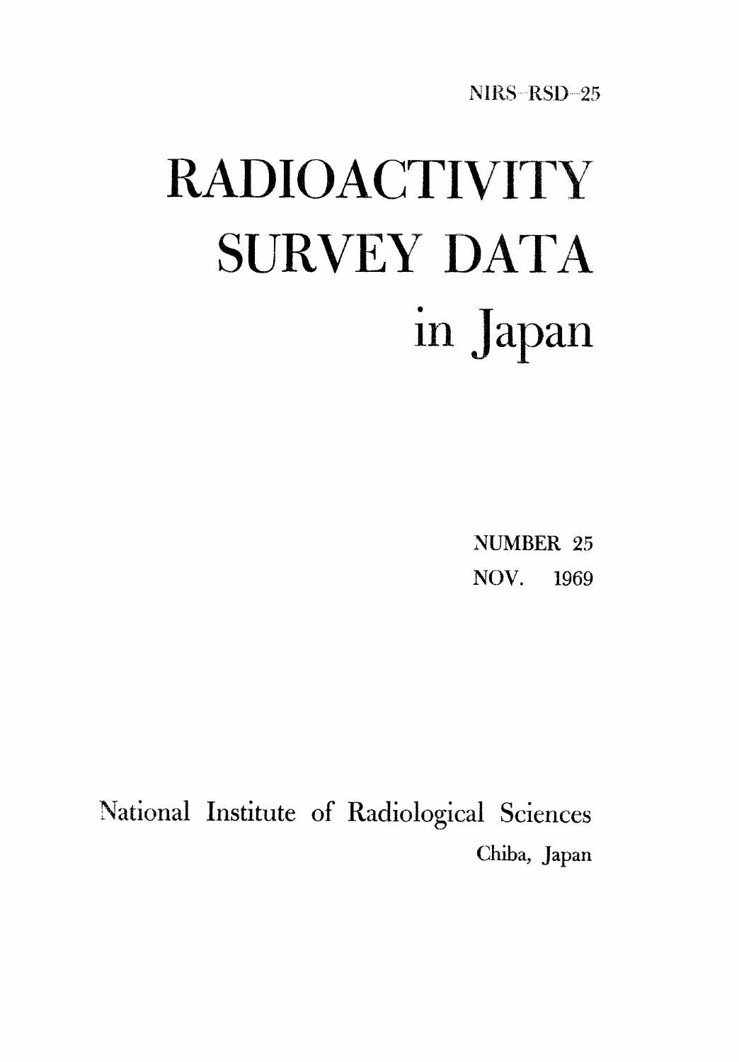NIRS-RSD-25

# RADIOACTIVITY SURVEY DATA in Japan

NUMBER 25

NOV. 1969

National Institute of Radiological Sciences

Chiba, Japan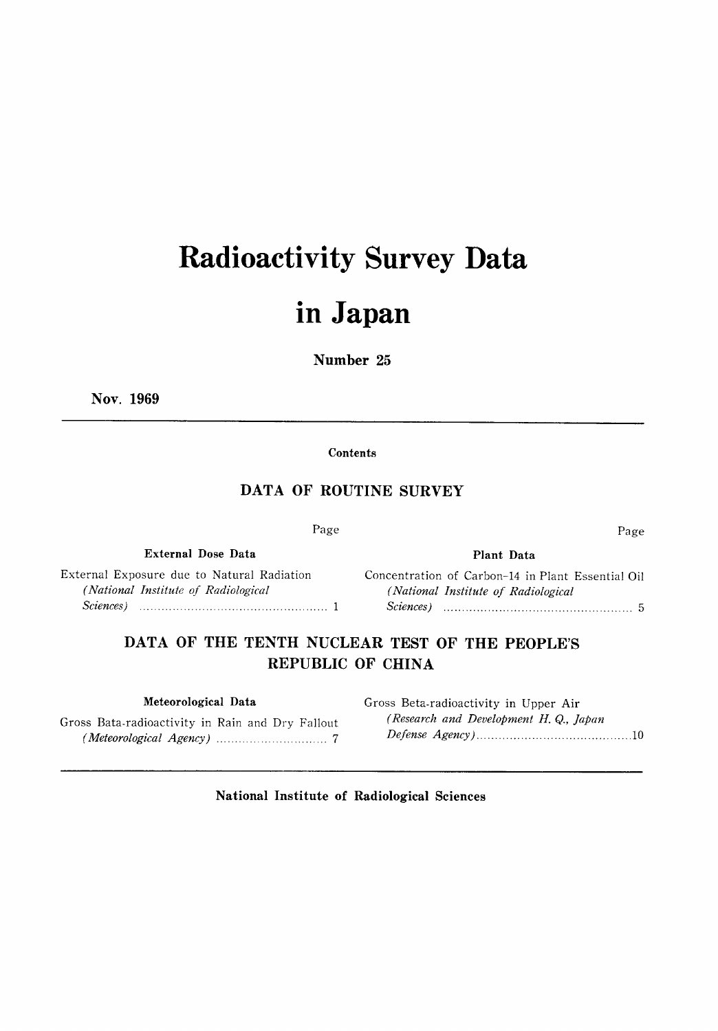# Radioactivity Survey Data in Japan

**Number 25**

**Nov. 1969**

---

**Contents**

## DATA OF ROUTINE SURVEY

**External Dose Data**

External Exposure due to Natural Radiation *(National Institute of Radiological Sciences)* .................... 1

**Plant Data**

Concentration of Carbon-14 in Plant Essential Oil *(National Institute of Radiological Sciences)* .................... 5

## DATA OF THE TENTH NUCLEAR TEST OF THE PEOPLE'S REPUBLIC OF CHINA

**Meteorological Data**

Gross Bata-radioactivity in Rain and Dry Fallout *(Meteorological Agency)* .................... 7

Gross Beta-radioactivity in Upper Air *(Research and Development H. Q., Japan Defense Agency)* .................... 10

---

**National Institute of Radiological Sciences**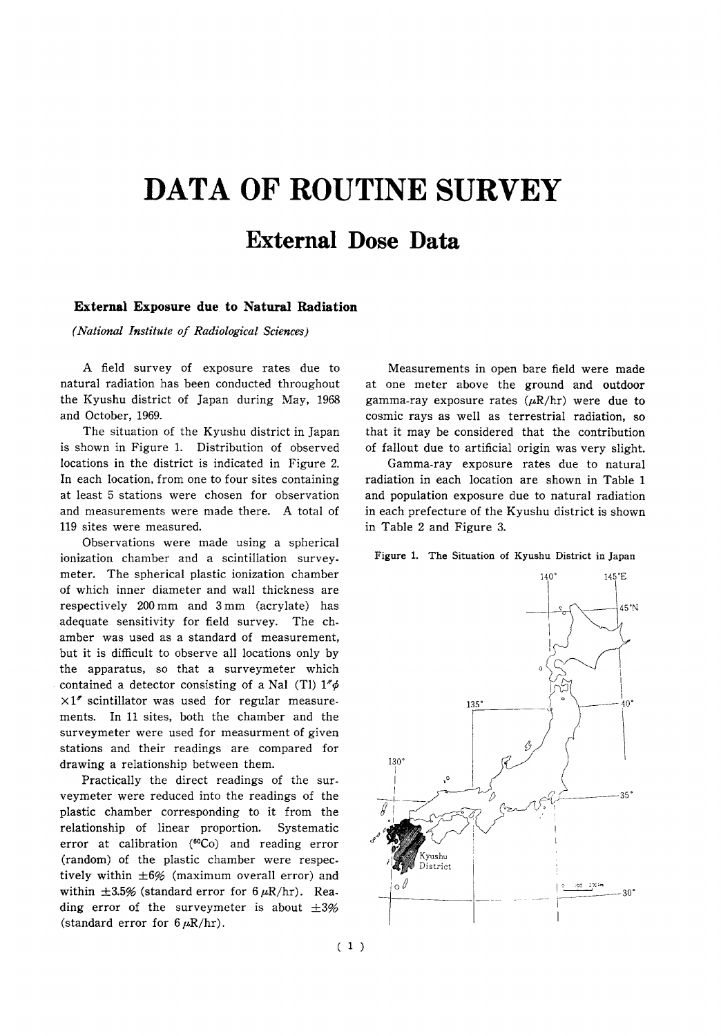# DATA OF ROUTINE SURVEY

## External Dose Data

### External Exposure due to Natural Radiation

*(National Institute of Radiological Sciences)*

A field survey of exposure rates due to natural radiation has been conducted throughout the Kyushu district of Japan during May, 1968 and October, 1969.

The situation of the Kyushu district in Japan is shown in Figure 1. Distribution of observed locations in the district is indicated in Figure 2. In each location, from one to four sites containing at least 5 stations were chosen for observation and measurements were made there. A total of 119 sites were measured.

Observations were made using a spherical ionization chamber and a scintillation surveymeter. The spherical plastic ionization chamber of which inner diameter and wall thickness are respectively 200 mm and 3 mm (acrylate) has adequate sensitivity for field survey. The chamber was used as a standard of measurement, but it is difficult to observe all locations only by the apparatus, so that a surveymeter which contained a detector consisting of a NaI (Tl) $1''\phi \times 1''$ scintillator was used for regular measurements. In 11 sites, both the chamber and the surveymeter were used for measurment of given stations and their readings are compared for drawing a relationship between them.

Practically the direct readings of the surveymeter were reduced into the readings of the plastic chamber corresponding to it from the relationship of linear proportion. Systematic error at calibration ($^{60}Co$) and reading error (random) of the plastic chamber were respectively within $\pm 6\%$ (maximum overall error) and within $\pm 3.5\%$ (standard error for $6\ \mu R/hr$). Reading error of the surveymeter is about $\pm 3\%$ (standard error for $6\ \mu R/hr$).

Measurements in open bare field were made at one meter above the ground and outdoor gamma-ray exposure rates ($\mu R/hr$) were due to cosmic rays as well as terrestrial radiation, so that it may be considered that the contribution of fallout due to artificial origin was very slight.

Gamma-ray exposure rates due to natural radiation in each location are shown in Table 1 and population exposure due to natural radiation in each prefecture of the Kyushu district is shown in Table 2 and Figure 3.

Figure 1. The Situation of Kyushu District in Japan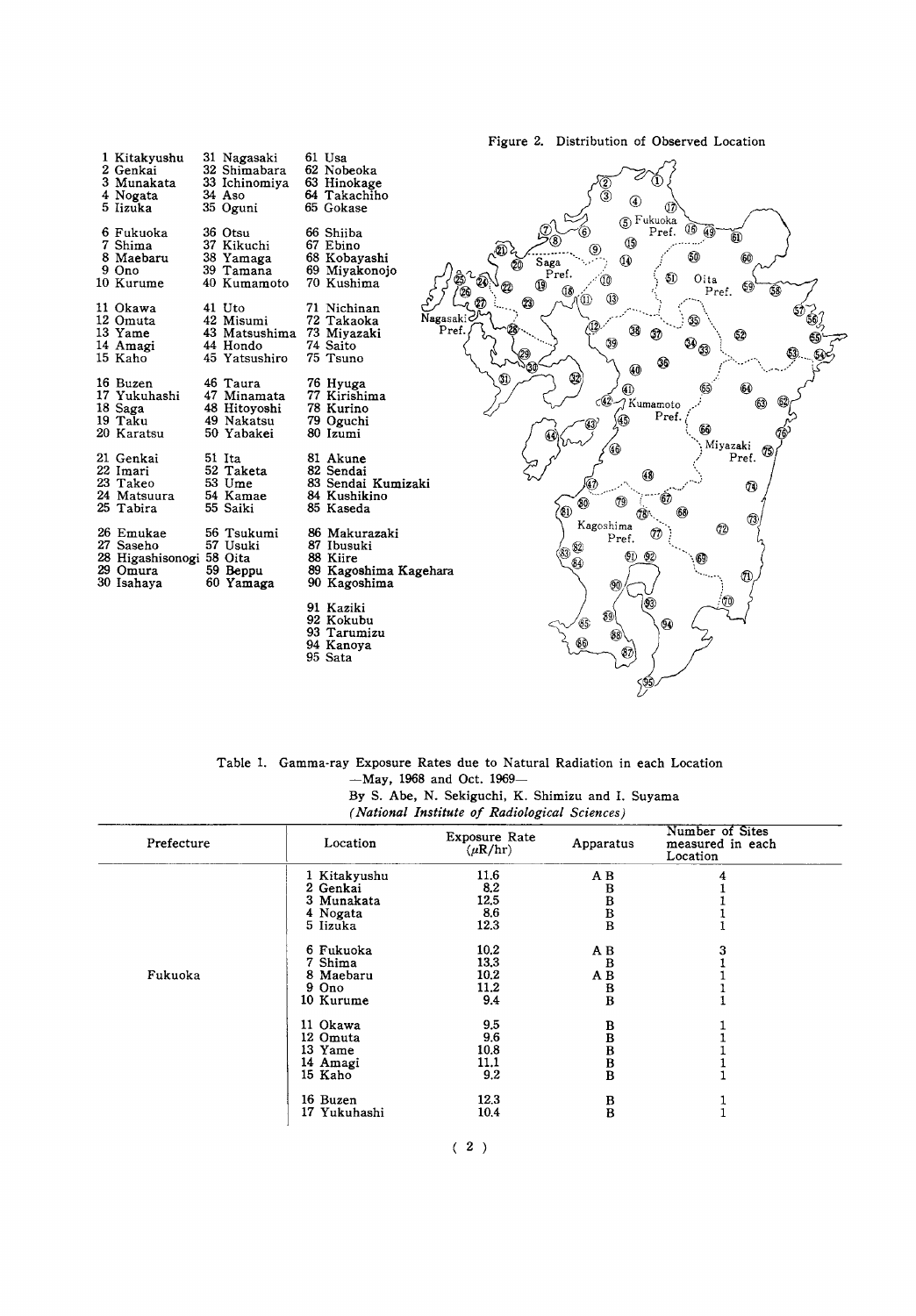Figure 2. Distribution of Observed Location

1 Kitakyushu
2 Genkai
3 Munakata
4 Nogata
5 Iizuka

6 Fukuoka
7 Shima
8 Maebaru
9 Ono
10 Kurume

11 Okawa
12 Omuta
13 Yame
14 Amagi
15 Kaho

16 Buzen
17 Yukuhashi
18 Saga
19 Taku
20 Karatsu

21 Genkai
22 Imari
23 Takeo
24 Matsuura
25 Tabira

26 Emukae
27 Saseho
28 Higashisonogi
29 Omura
30 Isahaya

31 Nagasaki
32 Shimabara
33 Ichinomiya
34 Aso
35 Oguni

36 Otsu
37 Kikuchi
38 Yamaga
39 Tamana
40 Kumamoto

41 Uto
42 Misumi
43 Matsushima
44 Hondo
45 Yatsushiro

46 Taura
47 Minamata
48 Hitoyoshi
49 Nakatsu
50 Yabakei

51 Ita
52 Taketa
53 Ume
54 Kamae
55 Saiki

56 Tsukumi
57 Usuki
58 Oita
59 Beppu
60 Yamaga

61 Usa
62 Nobeoka
63 Hinokage
64 Takachiho
65 Gokase

66 Shiiba
67 Ebino
68 Kobayashi
69 Miyakonojo
70 Kushima

71 Nichinan
72 Takaoka
73 Miyazaki
74 Saito
75 Tsuno

76 Hyuga
77 Kirishima
78 Kurino
79 Oguchi
80 Izumi

81 Akune
82 Sendai
83 Sendai Kumizaki
84 Kushikino
85 Kaseda

86 Makurazaki
87 Ibusuki
88 Kiire
89 Kagoshima Kagehara
90 Kagoshima

91 Kaziki
92 Kokubu
93 Tarumizu
94 Kanoya
95 Sata

Table 1. Gamma-ray Exposure Rates due to Natural Radiation in each Location
—May, 1968 and Oct. 1969—

By S. Abe, N. Sekiguchi, K. Shimizu and I. Suyama
*(National Institute of Radiological Sciences)*

| Prefecture | Location | Exposure Rate ($\mu$R/hr) | Apparatus | Number of Sites measured in each Location |
|---|---|---|---|---|
| Fukuoka | 1 Kitakyushu | 11.6 | A B | 4 |
| | 2 Genkai | 8.2 | B | 1 |
| | 3 Munakata | 12.5 | B | 1 |
| | 4 Nogata | 8.6 | B | 1 |
| | 5 Iizuka | 12.3 | B | 1 |
| | 6 Fukuoka | 10.2 | A B | 3 |
| | 7 Shima | 13.3 | B | 1 |
| | 8 Maebaru | 10.2 | A B | 1 |
| | 9 Ono | 11.2 | B | 1 |
| | 10 Kurume | 9.4 | B | 1 |
| | 11 Okawa | 9.5 | B | 1 |
| | 12 Omuta | 9.6 | B | 1 |
| | 13 Yame | 10.8 | B | 1 |
| | 14 Amagi | 11.1 | B | 1 |
| | 15 Kaho | 9.2 | B | 1 |
| | 16 Buzen | 12.3 | B | 1 |
| | 17 Yukuhashi | 10.4 | B | 1 |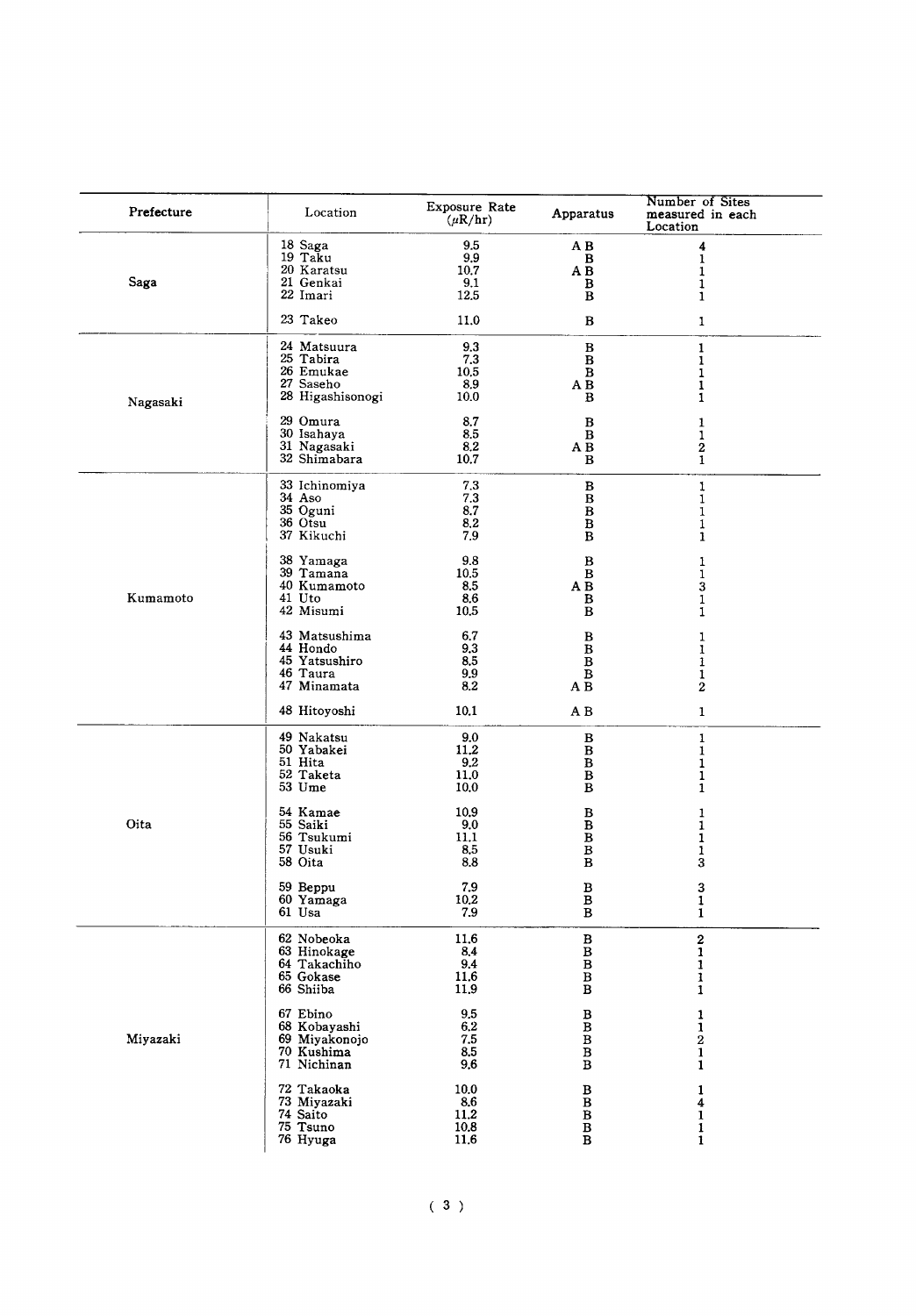| Prefecture | Location | Exposure Rate ($\mu$R/hr) | Apparatus | Number of Sites measured in each Location |
|---|---|---|---|---|
| Saga | 18 Saga | 9.5 | A B | 4 |
| | 19 Taku | 9.9 | B | 1 |
| | 20 Karatsu | 10.7 | A B | 1 |
| | 21 Genkai | 9.1 | B | 1 |
| | 22 Imari | 12.5 | B | 1 |
| | 23 Takeo | 11.0 | B | 1 |
| Nagasaki | 24 Matsuura | 9.3 | B | 1 |
| | 25 Tabira | 7.3 | B | 1 |
| | 26 Emukae | 10.5 | B | 1 |
| | 27 Saseho | 8.9 | A B | 1 |
| | 28 Higashisonogi | 10.0 | B | 1 |
| | 29 Omura | 8.7 | B | 1 |
| | 30 Isahaya | 8.5 | B | 1 |
| | 31 Nagasaki | 8.2 | A B | 2 |
| | 32 Shimabara | 10.7 | B | 1 |
| Kumamoto | 33 Ichinomiya | 7.3 | B | 1 |
| | 34 Aso | 7.3 | B | 1 |
| | 35 Oguni | 8.7 | B | 1 |
| | 36 Otsu | 8.2 | B | 1 |
| | 37 Kikuchi | 7.9 | B | 1 |
| | 38 Yamaga | 9.8 | B | 1 |
| | 39 Tamana | 10.5 | B | 1 |
| | 40 Kumamoto | 8.5 | A B | 3 |
| | 41 Uto | 8.6 | B | 1 |
| | 42 Misumi | 10.5 | B | 1 |
| | 43 Matsushima | 6.7 | B | 1 |
| | 44 Hondo | 9.3 | B | 1 |
| | 45 Yatsushiro | 8.5 | B | 1 |
| | 46 Taura | 9.9 | B | 1 |
| | 47 Minamata | 8.2 | A B | 2 |
| | 48 Hitoyoshi | 10.1 | A B | 1 |
| Oita | 49 Nakatsu | 9.0 | B | 1 |
| | 50 Yabakei | 11.2 | B | 1 |
| | 51 Hita | 9.2 | B | 1 |
| | 52 Taketa | 11.0 | B | 1 |
| | 53 Ume | 10.0 | B | 1 |
| | 54 Kamae | 10.9 | B | 1 |
| | 55 Saiki | 9.0 | B | 1 |
| | 56 Tsukumi | 11.1 | B | 1 |
| | 57 Usuki | 8.5 | B | 1 |
| | 58 Oita | 8.8 | B | 3 |
| | 59 Beppu | 7.9 | B | 3 |
| | 60 Yamaga | 10.2 | B | 1 |
| | 61 Usa | 7.9 | B | 1 |
| Miyazaki | 62 Nobeoka | 11.6 | B | 2 |
| | 63 Hinokage | 8.4 | B | 1 |
| | 64 Takachiho | 9.4 | B | 1 |
| | 65 Gokase | 11.6 | B | 1 |
| | 66 Shiiba | 11.9 | B | 1 |
| | 67 Ebino | 9.5 | B | 1 |
| | 68 Kobayashi | 6.2 | B | 1 |
| | 69 Miyakonojo | 7.5 | B | 2 |
| | 70 Kushima | 8.5 | B | 1 |
| | 71 Nichinan | 9.6 | B | 1 |
| | 72 Takaoka | 10.0 | B | 1 |
| | 73 Miyazaki | 8.6 | B | 4 |
| | 74 Saito | 11.2 | B | 1 |
| | 75 Tsuno | 10.8 | B | 1 |
| | 76 Hyuga | 11.6 | B | 1 |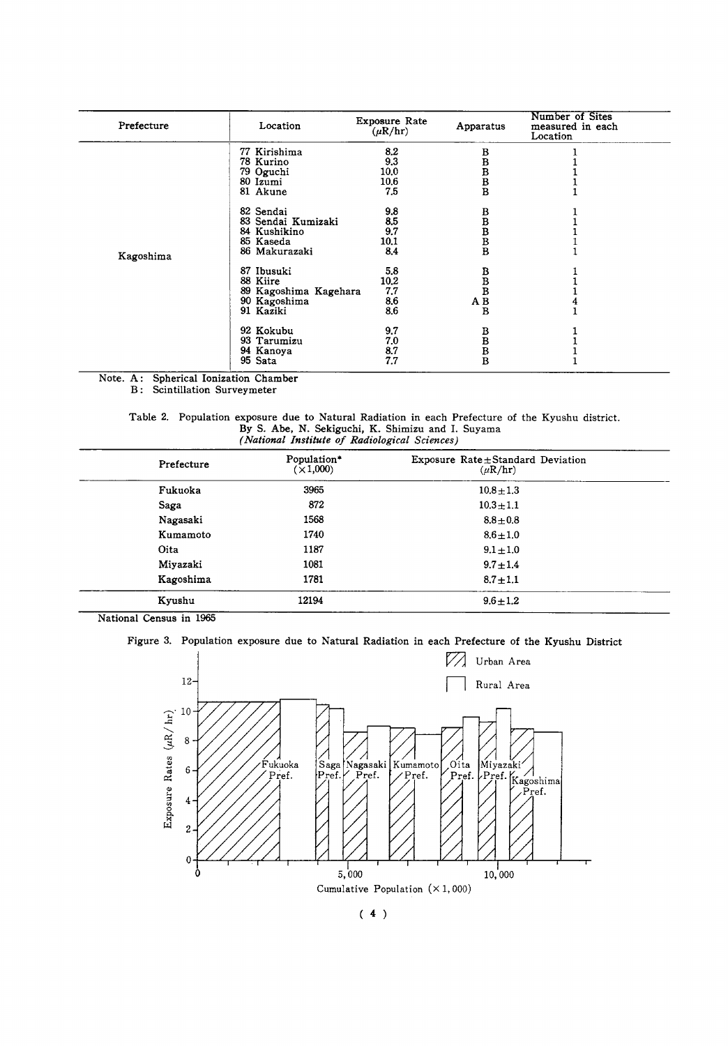| Prefecture | Location | Exposure Rate ($\mu$R/hr) | Apparatus | Number of Sites measured in each Location |
|---|---|---|---|---|
| Kagoshima | 77 Kirishima | 8.2 | B | 1 |
| | 78 Kurino | 9.3 | B | 1 |
| | 79 Oguchi | 10.0 | B | 1 |
| | 80 Izumi | 10.6 | B | 1 |
| | 81 Akune | 7.5 | B | 1 |
| | 82 Sendai | 9.8 | B | 1 |
| | 83 Sendai Kumizaki | 8.5 | B | 1 |
| | 84 Kushikino | 9.7 | B | 1 |
| | 85 Kaseda | 10.1 | B | 1 |
| | 86 Makurazaki | 8.4 | B | 1 |
| | 87 Ibusuki | 5.8 | B | 1 |
| | 88 Kiire | 10.2 | B | 1 |
| | 89 Kagoshima Kagehara | 7.7 | B | 1 |
| | 90 Kagoshima | 8.6 | A B | 4 |
| | 91 Kaziki | 8.6 | B | 1 |
| | 92 Kokubu | 9.7 | B | 1 |
| | 93 Tarumizu | 7.0 | B | 1 |
| | 94 Kanoya | 8.7 | B | 1 |
| | 95 Sata | 7.7 | B | 1 |

Note. A: Spherical Ionization Chamber
B: Scintillation Surveymeter

Table 2. Population exposure due to Natural Radiation in each Prefecture of the Kyushu district.
By S. Abe, N. Sekiguchi, K. Shimizu and I. Suyama
*(National Institute of Radiological Sciences)*

| Prefecture | Population* ($\times$1,000) | Exposure Rate $\pm$ Standard Deviation ($\mu$R/hr) |
|---|---|---|
| Fukuoka | 3965 | $10.8 \pm 1.3$ |
| Saga | 872 | $10.3 \pm 1.1$ |
| Nagasaki | 1568 | $8.8 \pm 0.8$ |
| Kumamoto | 1740 | $8.6 \pm 1.0$ |
| Oita | 1187 | $9.1 \pm 1.0$ |
| Miyazaki | 1081 | $9.7 \pm 1.4$ |
| Kagoshima | 1781 | $8.7 \pm 1.1$ |
| Kyushu | 12194 | $9.6 \pm 1.2$ |

National Census in 1965

Figure 3. Population exposure due to Natural Radiation in each Prefecture of the Kyushu District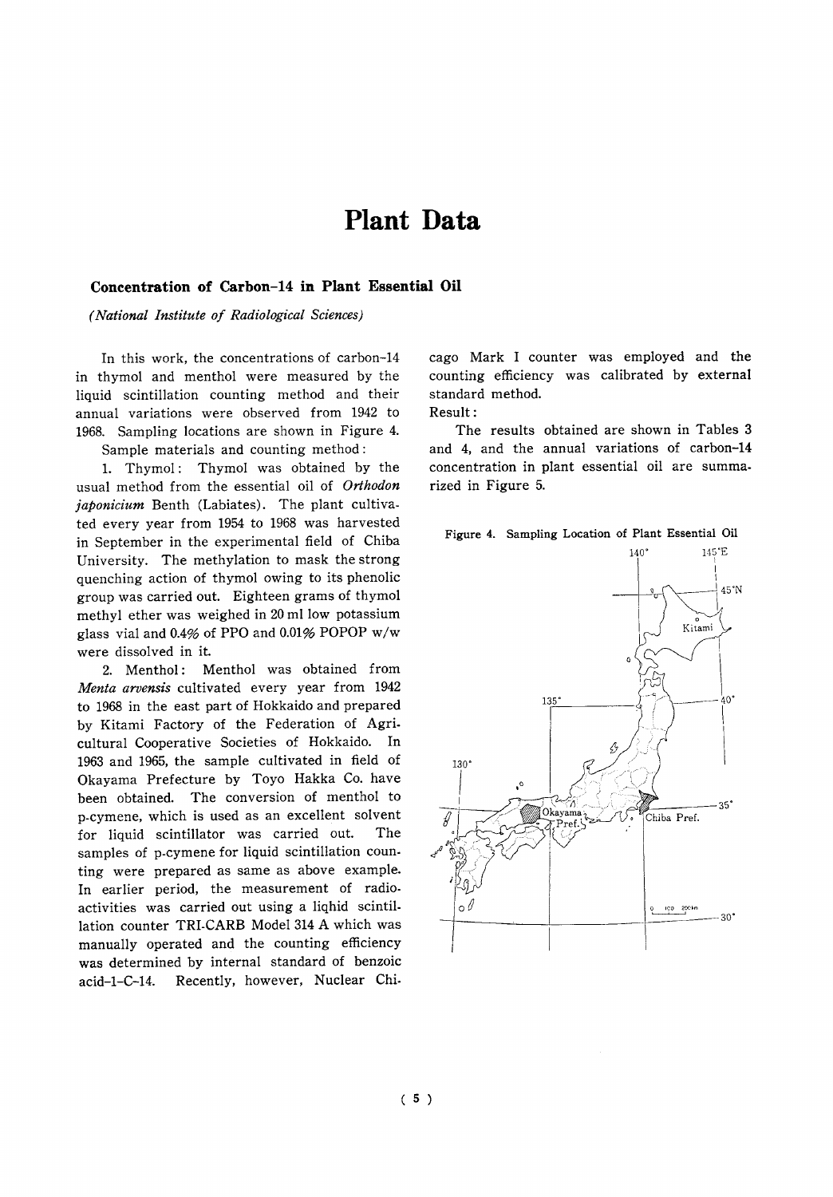# Plant Data

### Concentration of Carbon-14 in Plant Essential Oil

*(National Institute of Radiological Sciences)*

In this work, the concentrations of carbon-14 in thymol and menthol were measured by the liquid scintillation counting method and their annual variations were observed from 1942 to 1968. Sampling locations are shown in Figure 4.

Sample materials and counting method:

1. Thymol: Thymol was obtained by the usual method from the essential oil of *Orthodon japonicium* Benth (Labiates). The plant cultivated every year from 1954 to 1968 was harvested in September in the experimental field of Chiba University. The methylation to mask the strong quenching action of thymol owing to its phenolic group was carried out. Eighteen grams of thymol methyl ether was weighed in 20 ml low potassium glass vial and 0.4% of PPO and 0.01% POPOP w/w were dissolved in it.

2. Menthol: Menthol was obtained from *Menta arvensis* cultivated every year from 1942 to 1968 in the east part of Hokkaido and prepared by Kitami Factory of the Federation of Agricultural Cooperative Societies of Hokkaido. In 1963 and 1965, the sample cultivated in field of Okayama Prefecture by Toyo Hakka Co. have been obtained. The conversion of menthol to p-cymene, which is used as an excellent solvent for liquid scintillator was carried out. The samples of p-cymene for liquid scintillation counting were prepared as same as above example. In earlier period, the measurement of radioactivities was carried out using a liqhid scintillation counter TRI-CARB Model 314 A which was manually operated and the counting efficiency was determined by internal standard of benzoic acid-1-C-14. Recently, however, Nuclear Chicago Mark I counter was employed and the counting efficiency was calibrated by external standard method.

Result:

The results obtained are shown in Tables 3 and 4, and the annual variations of carbon-14 concentration in plant essential oil are summarized in Figure 5.

**Figure 4. Sampling Location of Plant Essential Oil**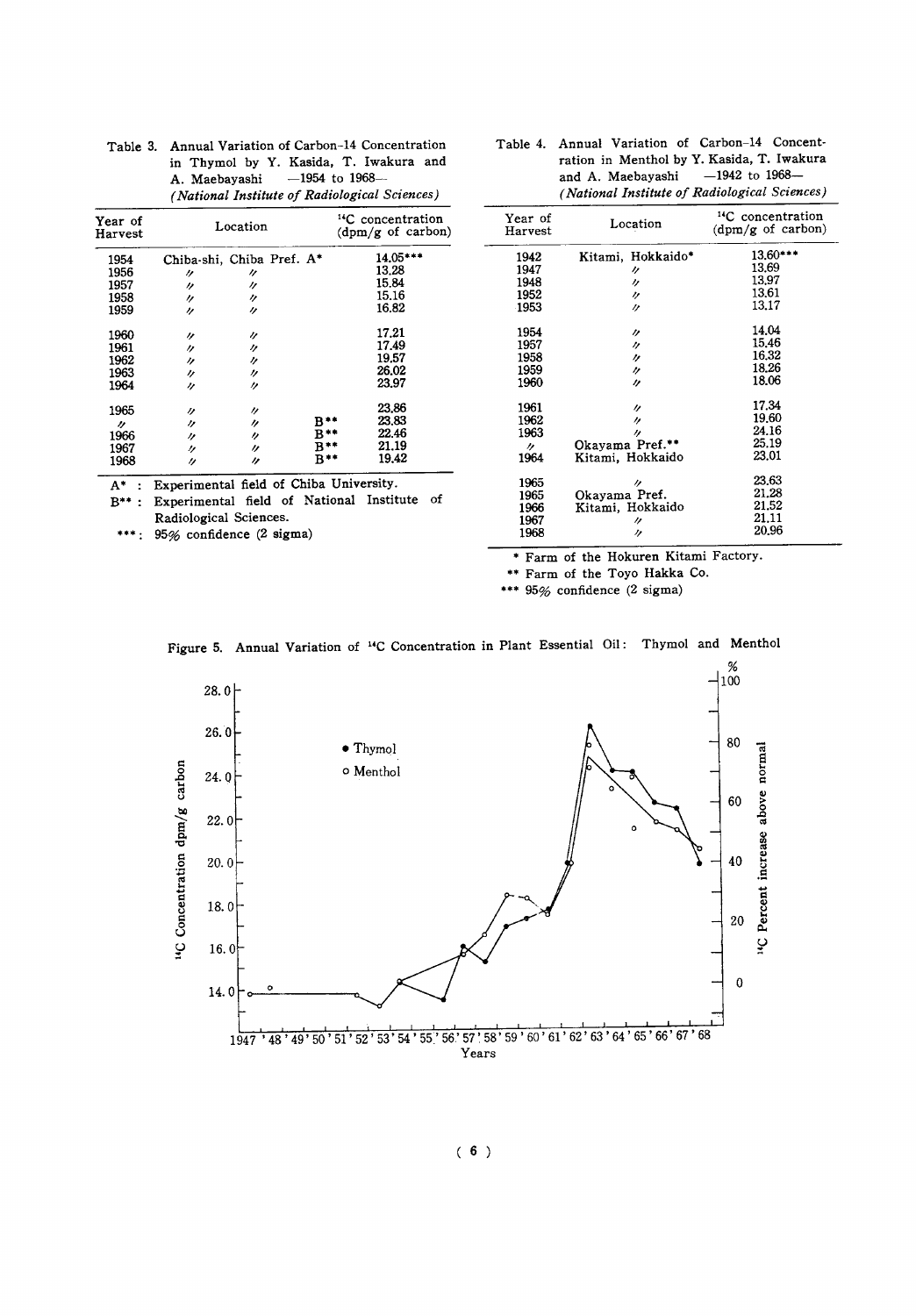Table 3. Annual Variation of Carbon-14 Concentration in Thymol by Y. Kasida, T. Iwakura and A. Maebayashi —1954 to 1968— (*National Institute of Radiological Sciences*)

| Year of Harvest | Location | $^{14}C$ concentration (dpm/g of carbon) |
|---|---|---|
| 1954 | Chiba-shi, Chiba Pref. A* | 14.05*** |
| 1956 | 〃 〃 | 13.28 |
| 1957 | 〃 〃 | 15.84 |
| 1958 | 〃 〃 | 15.16 |
| 1959 | 〃 〃 | 16.82 |
| 1960 | 〃 〃 | 17.21 |
| 1961 | 〃 〃 | 17.49 |
| 1962 | 〃 〃 | 19.57 |
| 1963 | 〃 〃 | 26.02 |
| 1964 | 〃 〃 | 23.97 |
| 1965 | 〃 〃 | 23.86 |
| 〃 | 〃 〃 B** | 23.83 |
| 1966 | 〃 〃 B** | 22.46 |
| 1967 | 〃 〃 B** | 21.19 |
| 1968 | 〃 〃 B** | 19.42 |

A* : Experimental field of Chiba University.
B** : Experimental field of National Institute of Radiological Sciences.
*** : 95% confidence (2 sigma)

Table 4. Annual Variation of Carbon-14 Concentration in Menthol by Y. Kasida, T. Iwakura and A. Maebayashi —1942 to 1968— (*National Institute of Radiological Sciences*)

| Year of Harvest | Location | $^{14}C$ concentration (dpm/g of carbon) |
|---|---|---|
| 1942 | Kitami, Hokkaido* | 13.60*** |
| 1947 | 〃 | 13.69 |
| 1948 | 〃 | 13.97 |
| 1952 | 〃 | 13.61 |
| 1953 | 〃 | 13.17 |
| 1954 | 〃 | 14.04 |
| 1957 | 〃 | 15.46 |
| 1958 | 〃 | 16.32 |
| 1959 | 〃 | 18.26 |
| 1960 | 〃 | 18.06 |
| 1961 | 〃 | 17.34 |
| 1962 | 〃 | 19.60 |
| 1963 | 〃 | 24.16 |
| 〃 | Okayama Pref.** | 25.19 |
| 1964 | Kitami, Hokkaido | 23.01 |
| 1965 | 〃 | 23.63 |
| 1965 | Okayama Pref. | 21.28 |
| 1966 | Kitami, Hokkaido | 21.52 |
| 1967 | 〃 | 21.11 |
| 1968 | 〃 | 20.96 |

\* Farm of the Hokuren Kitami Factory.
** Farm of the Toyo Hakka Co.
*** 95% confidence (2 sigma)

Figure 5. Annual Variation of $^{14}C$ Concentration in Plant Essential Oil: Thymol and Menthol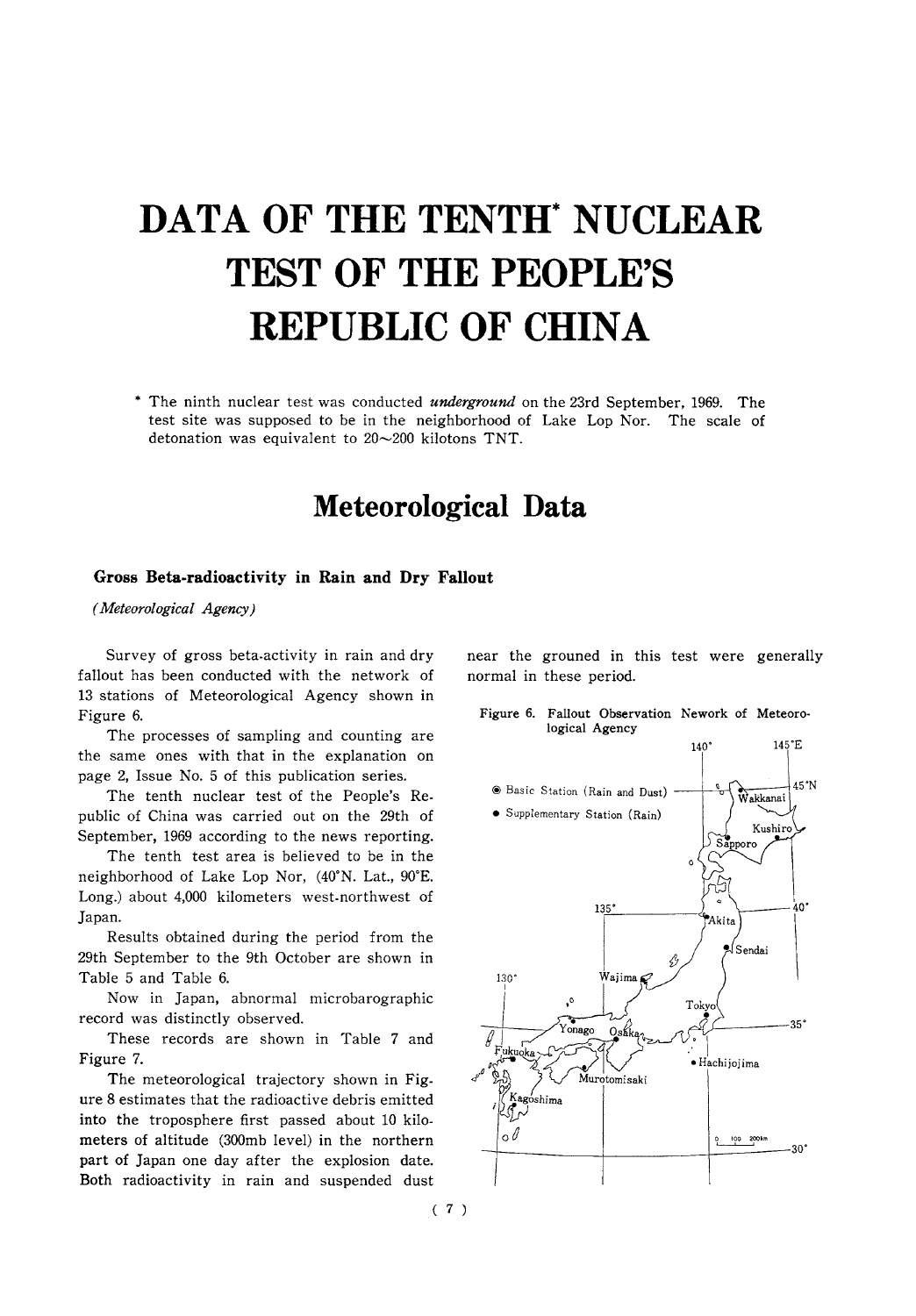# DATA OF THE TENTH* NUCLEAR TEST OF THE PEOPLE'S REPUBLIC OF CHINA

\* The ninth nuclear test was conducted *underground* on the 23rd September, 1969. The test site was supposed to be in the neighborhood of Lake Lop Nor. The scale of detonation was equivalent to 20~200 kilotons TNT.

## Meteorological Data

### Gross Beta-radioactivity in Rain and Dry Fallout

*(Meteorological Agency)*

Survey of gross beta-activity in rain and dry fallout has been conducted with the network of 13 stations of Meteorological Agency shown in Figure 6.

The processes of sampling and counting are the same ones with that in the explanation on page 2, Issue No. 5 of this publication series.

The tenth nuclear test of the People's Republic of China was carried out on the 29th of September, 1969 according to the news reporting.

The tenth test area is believed to be in the neighborhood of Lake Lop Nor, (40°N. Lat., 90°E. Long.) about 4,000 kilometers west-northwest of Japan.

Results obtained during the period from the 29th September to the 9th October are shown in Table 5 and Table 6.

Now in Japan, abnormal microbarographic record was distinctly observed.

These records are shown in Table 7 and Figure 7.

The meteorological trajectory shown in Figure 8 estimates that the radioactive debris emitted into the troposphere first passed about 10 kilometers of altitude (300mb level) in the northern part of Japan one day after the explosion date. Both radioactivity in rain and suspended dust near the grouned in this test were generally normal in these period.

Figure 6. Fallout Observation Nework of Meteorological Agency

◉ Basic Station (Rain and Dust)
● Supplementary Station (Rain)

Wakkanai, Kushiro, Sapporo, Akita, Sendai, Wajima, Tokyo, Yonago, Osaka, Fukuoka, Hachijojima, Murotomisaki, Kagoshima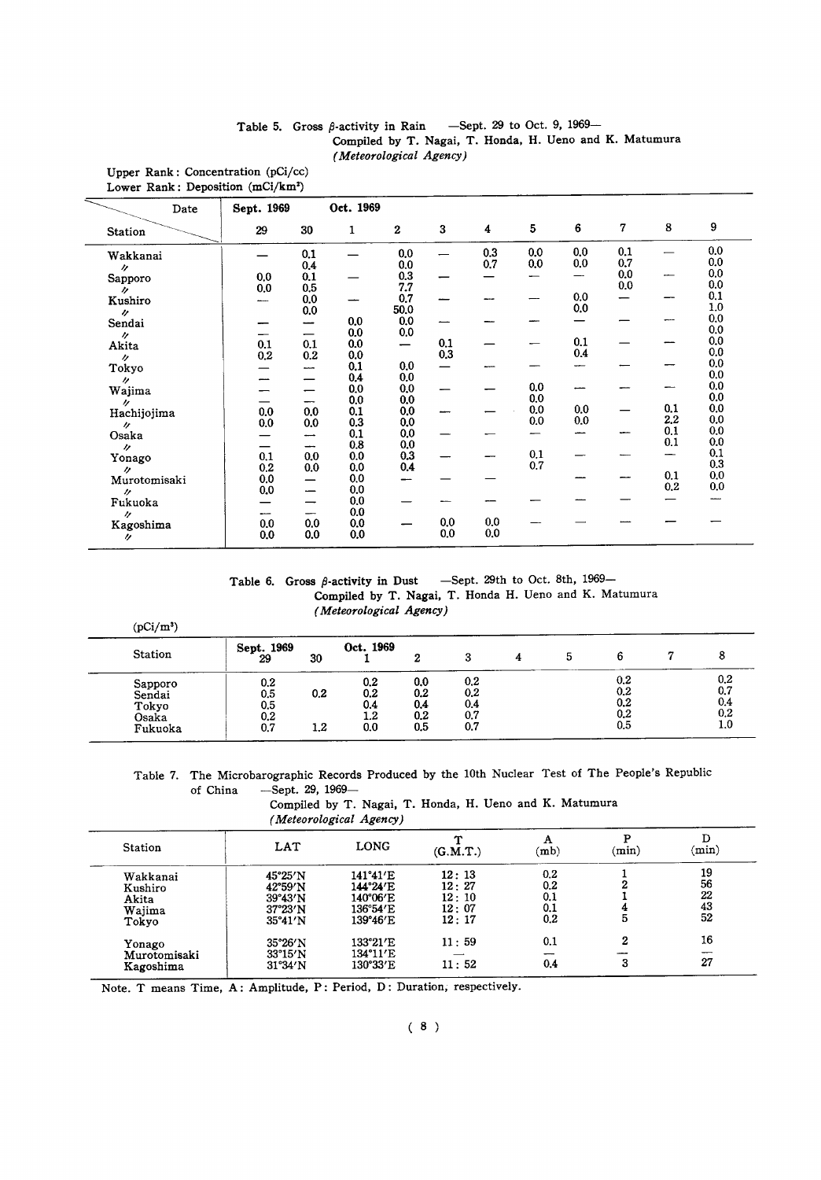Table 5. Gross β-activity in Rain —Sept. 29 to Oct. 9, 1969—
Compiled by T. Nagai, T. Honda, H. Ueno and K. Matumura
*(Meteorological Agency)*

Upper Rank: Concentration (pCi/cc)
Lower Rank: Deposition (mCi/km²)

| Station \ Date | Sept. 1969 29 | 30 | Oct. 1969 1 | 2 | 3 | 4 | 5 | 6 | 7 | 8 | 9 |
|---|---|---|---|---|---|---|---|---|---|---|---|
| Wakkanai | — | 0.1 | — | 0.0 | — | 0.3 | 0.0 | 0.0 | 0.1 | — | 0.0 |
| 〃 | | 0.4 | | 0.0 | | 0.7 | 0.0 | 0.0 | 0.7 | | 0.0 |
| Sapporo | 0.0 | 0.1 | — | 0.3 | — | — | — | — | 0.0 | — | 0.0 |
| 〃 | 0.0 | 0.5 | | 7.7 | | | | | 0.0 | | 0.0 |
| Kushiro | — | 0.0 | — | 0.7 | — | — | — | 0.0 | — | — | 0.1 |
| 〃 | | 0.0 | | 50.0 | | | | 0.0 | | | 1.0 |
| Sendai | — | — | 0.0 | 0.0 | — | — | — | — | — | — | 0.0 |
| 〃 | — | — | 0.0 | 0.0 | | | | | | | 0.0 |
| Akita | 0.1 | 0.1 | 0.0 | — | 0.1 | — | — | 0.1 | — | — | 0.0 |
| 〃 | 0.2 | 0.2 | 0.0 | | 0.3 | | | 0.4 | | | 0.0 |
| Tokyo | — | — | 0.1 | 0.0 | — | — | — | — | — | — | 0.0 |
| 〃 | — | — | 0.4 | 0.0 | | | | | | | 0.0 |
| Wajima | — | — | 0.0 | 0.0 | — | — | 0.0 | — | — | — | 0.0 |
| 〃 | — | — | 0.0 | 0.0 | | | 0.0 | | | | 0.0 |
| Hachijojima | 0.0 | 0.0 | 0.1 | 0.0 | — | — | 0.0 | 0.0 | — | 0.1 | 0.0 |
| 〃 | 0.0 | 0.0 | 0.3 | 0.0 | | | 0.0 | 0.0 | | 2.2 | 0.0 |
| Osaka | — | — | 0.1 | 0.0 | — | — | — | — | — | 0.1 | 0.0 |
| 〃 | — | — | 0.8 | 0.0 | | | | | | 0.1 | 0.0 |
| Yonago | 0.1 | 0.0 | 0.0 | 0.3 | — | — | 0.1 | — | — | — | 0.1 |
| 〃 | 0.2 | 0.0 | 0.0 | 0.4 | | | 0.7 | | | | 0.3 |
| Murotomisaki | 0.0 | — | 0.0 | — | — | — | | — | — | 0.1 | 0.0 |
| 〃 | 0.0 | — | 0.0 | | | | | | | 0.2 | 0.0 |
| Fukuoka | — | — | 0.0 | — | — | — | — | — | — | — | — |
| 〃 | — | — | 0.0 | | | | | | | | |
| Kagoshima | 0.0 | 0.0 | 0.0 | — | 0.0 | 0.0 | — | — | — | — | — |
| 〃 | 0.0 | 0.0 | 0.0 | | 0.0 | 0.0 | | | | | |

Table 6. Gross β-activity in Dust —Sept. 29th to Oct. 8th, 1969—
Compiled by T. Nagai, T. Honda H. Ueno and K. Matumura
*(Meteorological Agency)*

(pCi/m³)

| Station | Sept. 1969 29 | 30 | Oct. 1969 1 | 2 | 3 | 4 | 5 | 6 | 7 | 8 |
|---|---|---|---|---|---|---|---|---|---|---|
| Sapporo | 0.2 | | 0.2 | 0.0 | 0.2 | | | 0.2 | | 0.2 |
| Sendai | 0.5 | 0.2 | 0.2 | 0.2 | 0.2 | | | 0.2 | | 0.7 |
| Tokyo | 0.5 | | 0.4 | 0.4 | 0.4 | | | 0.2 | | 0.4 |
| Osaka | 0.2 | | 1.2 | 0.2 | 0.7 | | | 0.2 | | 0.2 |
| Fukuoka | 0.7 | 1.2 | 0.0 | 0.5 | 0.7 | | | 0.5 | | 1.0 |

Table 7. The Microbarographic Records Produced by the 10th Nuclear Test of The People's Republic of China —Sept. 29, 1969—
Compiled by T. Nagai, T. Honda, H. Ueno and K. Matumura
*(Meteorological Agency)*

| Station | LAT | LONG | T (G.M.T.) | A (mb) | P (min) | D (min) |
|---|---|---|---|---|---|---|
| Wakkanai | 45°25′N | 141°41′E | 12: 13 | 0.2 | 1 | 19 |
| Kushiro | 42°59′N | 144°24′E | 12: 27 | 0.2 | 2 | 56 |
| Akita | 39°43′N | 140°06′E | 12: 10 | 0.1 | 1 | 22 |
| Wajima | 37°23′N | 136°54′E | 12: 07 | 0.1 | 4 | 43 |
| Tokyo | 35°41′N | 139°46′E | 12: 17 | 0.2 | 5 | 52 |
| Yonago | 35°26′N | 133°21′E | 11: 59 | 0.1 | 2 | 16 |
| Murotomisaki | 33°15′N | 134°11′E | — | — | — | — |
| Kagoshima | 31°34′N | 130°33′E | 11: 52 | 0.4 | 3 | 27 |

Note. T means Time, A: Amplitude, P: Period, D: Duration, respectively.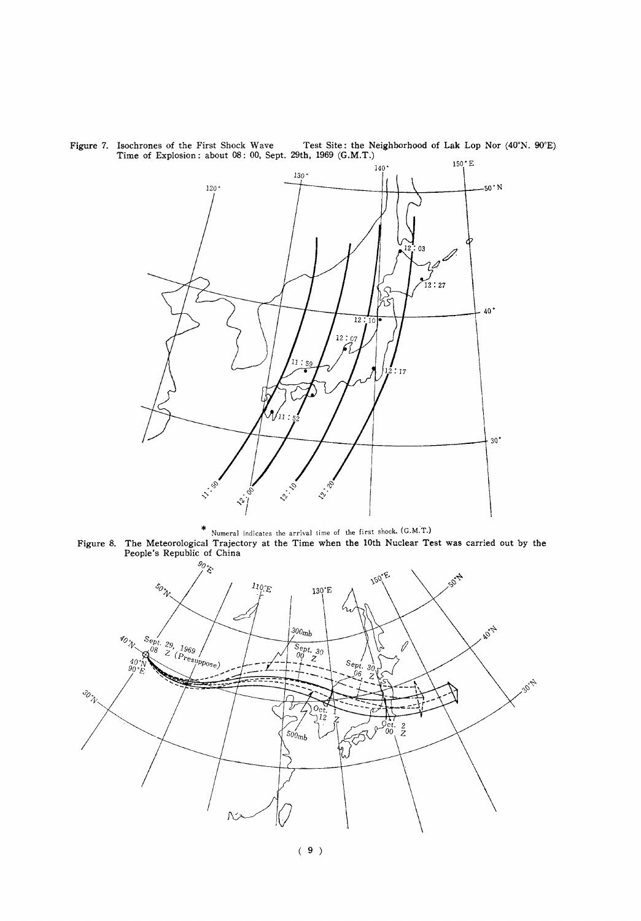Figure 7. Isochrones of the First Shock Wave    Test Site: the Neighborhood of Lak Lop Nor (40°N. 90°E)
Time of Explosion: about 08: 00, Sept. 29th, 1969 (G.M.T.)

\* Numeral indicates the arrival time of the first shock. (G.M.T.)

Figure 8. The Meteorological Trajectory at the Time when the 10th Nuclear Test was carried out by the People's Republic of China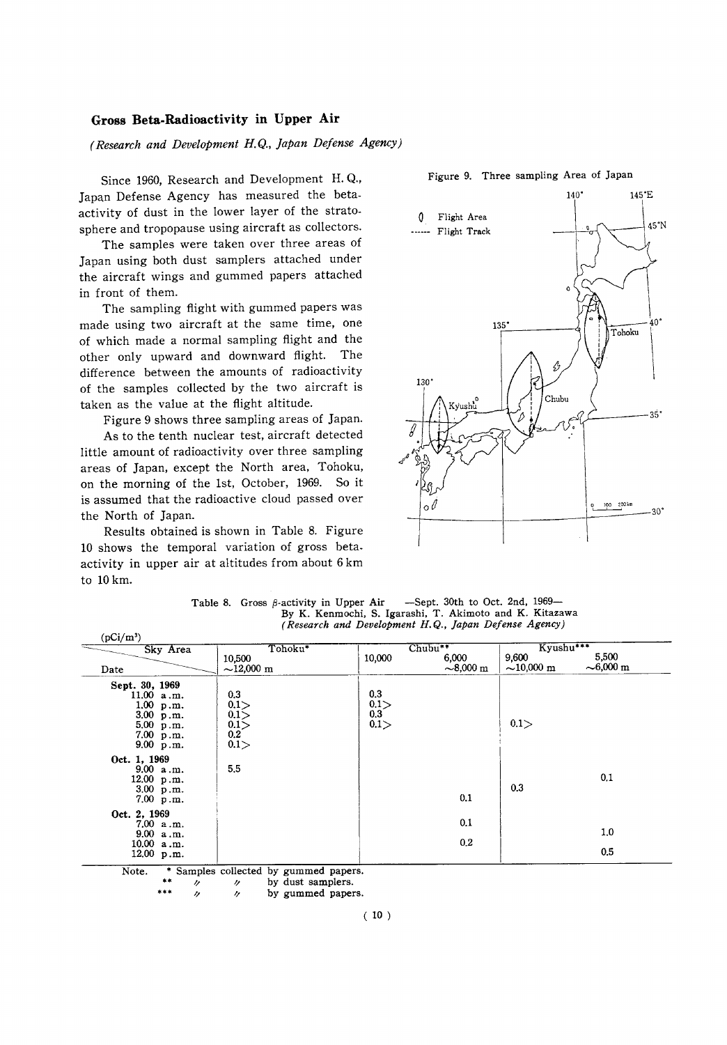## Gross Beta-Radioactivity in Upper Air

*(Research and Development H.Q., Japan Defense Agency)*

Since 1960, Research and Development H. Q., Japan Defense Agency has measured the beta-activity of dust in the lower layer of the stratosphere and tropopause using aircraft as collectors.

The samples were taken over three areas of Japan using both dust samplers attached under the aircraft wings and gummed papers attached in front of them.

The sampling flight with gummed papers was made using two aircraft at the same time, one of which made a normal sampling flight and the other only upward and downward flight. The difference between the amounts of radioactivity of the samples collected by the two aircraft is taken as the value at the flight altitude.

Figure 9 shows three sampling areas of Japan.

As to the tenth nuclear test, aircraft detected little amount of radioactivity over three sampling areas of Japan, except the North area, Tohoku, on the morning of the 1st, October, 1969. So it is assumed that the radioactive cloud passed over the North of Japan.

Results obtained is shown in Table 8. Figure 10 shows the temporal variation of gross beta-activity in upper air at altitudes from about 6 km to 10 km.

Figure 9. Three sampling Area of Japan

Table 8. Gross $\beta$-activity in Upper Air —Sept. 30th to Oct. 2nd, 1969—
By K. Kenmochi, S. Igarashi, T. Akimoto and K. Kitazawa
*(Research and Development H.Q., Japan Defense Agency)*

($pCi/m^3$)

| Sky Area / Date | Tohoku* | Chubu** | | Kyushu*** | |
|---|---|---|---|---|---|
| | 10,500 ~12,000 m | 10,000 | 6,000 ~8,000 m | 9,600 ~10,000 m | 5,500 ~6,000 m |
| **Sept. 30, 1969** | | | | | |
| 11.00 a.m. | 0.3 | 0.3 | | | |
| 1.00 p.m. | 0.1> | 0.1> | | | |
| 3.00 p.m. | 0.1> | 0.3 | | | |
| 5.00 p.m. | 0.1> | 0.1> | | 0.1> | |
| 7.00 p.m. | 0.2 | | | | |
| 9.00 p.m. | 0.1> | | | | |
| **Oct. 1, 1969** | | | | | |
| 9.00 a.m. | 5.5 | | | | |
| 12.00 p.m. | | | | | 0.1 |
| 3.00 p.m. | | | | 0.3 | |
| 7.00 p.m. | | | 0.1 | | |
| **Oct. 2, 1969** | | | | | |
| 7.00 a.m. | | | 0.1 | | |
| 9.00 a.m. | | | | | 1.0 |
| 10.00 a.m. | | | 0.2 | | |
| 12.00 p.m. | | | | | 0.5 |

Note. * Samples collected by gummed papers.
** 〃 〃 by dust samplers.
*** 〃 〃 by gummed papers.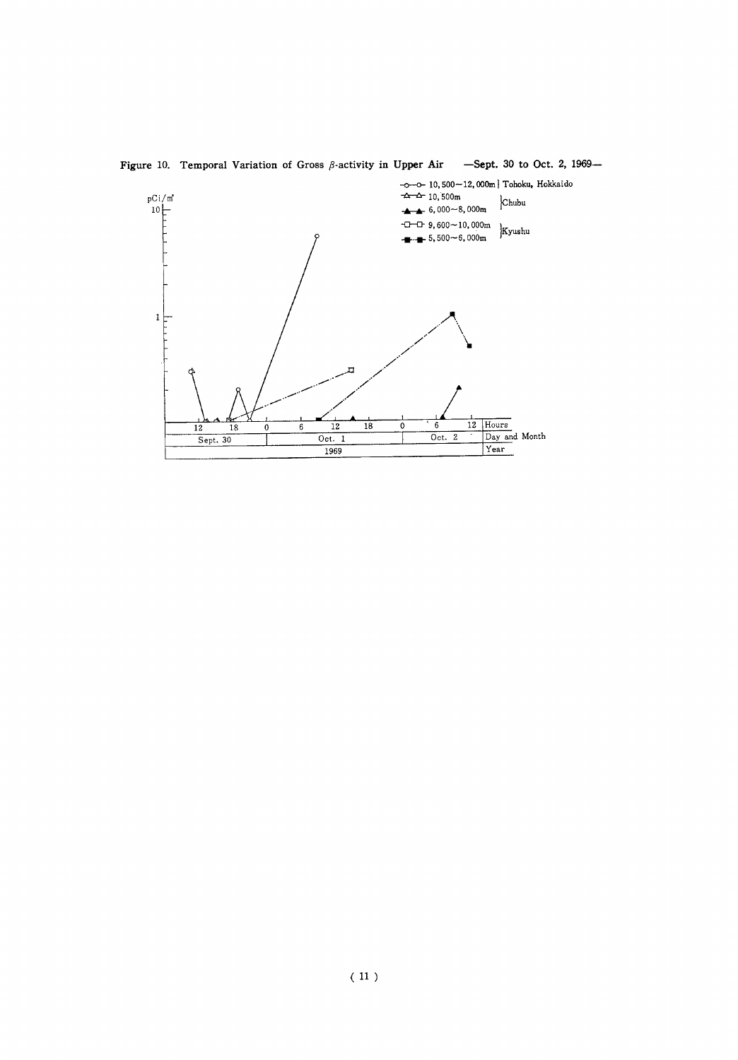Figure 10. Temporal Variation of Gross $\beta$-activity in Upper Air —Sept. 30 to Oct. 2, 1969—

pCi/m³

10

1

10,500~12,000m } Tohoku, Hokkaido

10,500m

6,000~8,000m } Chubu

9,600~10,000m

5,500~6,000m } Kyushu

12 18 0 6 12 18 0 6 12 Hours

Sept. 30 Oct. 1 Oct. 2 Day and Month

1969 Year